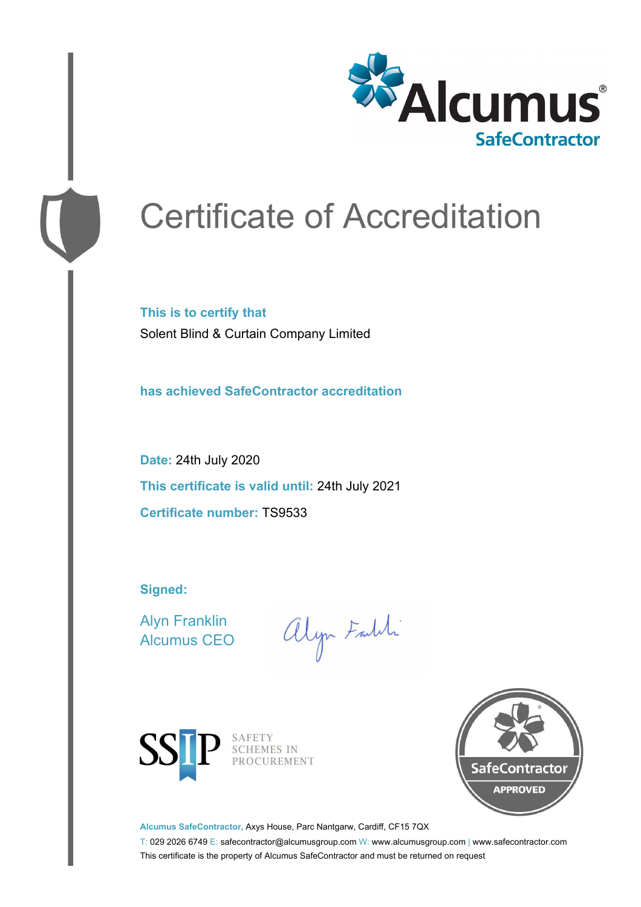Alcumus®
SafeContractor

# Certificate of Accreditation

**This is to certify that**

Solent Blind & Curtain Company Limited

**has achieved SafeContractor accreditation**

**Date:** 24th July 2020

**This certificate is valid until:** 24th July 2021

**Certificate number:** TS9533

**Signed:**

Alyn Franklin
Alcumus CEO

SSIP SAFETY SCHEMES IN PROCUREMENT

SafeContractor APPROVED

**Alcumus SafeContractor,** Axys House, Parc Nantgarw, Cardiff, CF15 7QX

T: 029 2026 6749 E: safecontractor@alcumusgroup.com W: www.alcumusgroup.com | www.safecontractor.com

This certificate is the property of Alcumus SafeContractor and must be returned on request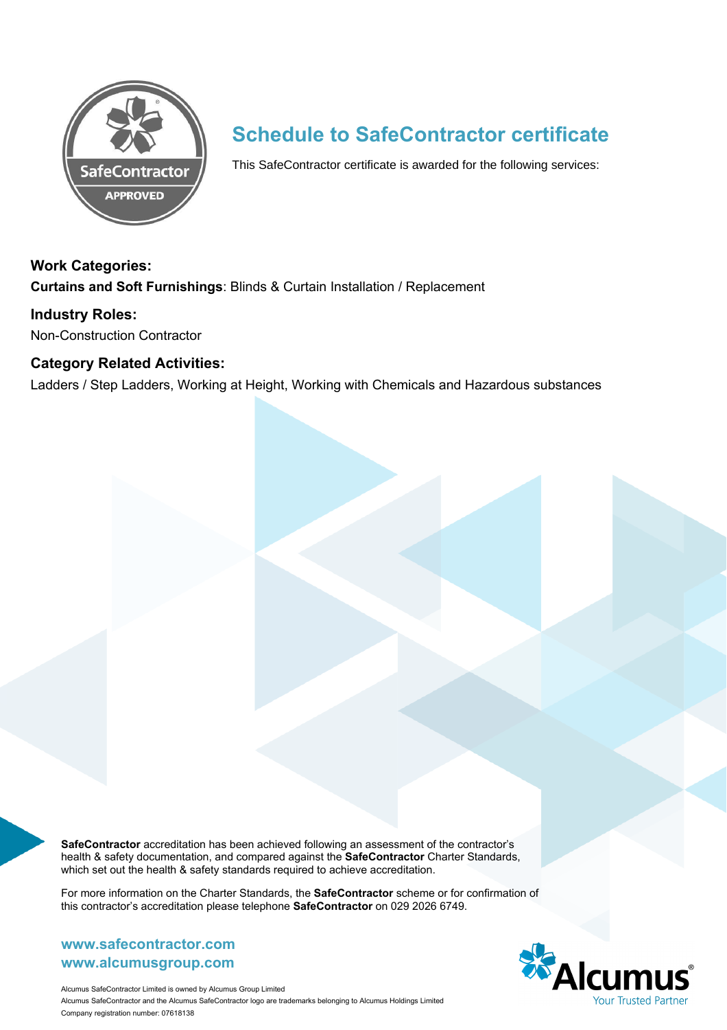# Schedule to SafeContractor certificate

This SafeContractor certificate is awarded for the following services:

### Work Categories:

**Curtains and Soft Furnishings**: Blinds & Curtain Installation / Replacement

### Industry Roles:

Non-Construction Contractor

### Category Related Activities:

Ladders / Step Ladders, Working at Height, Working with Chemicals and Hazardous substances

**SafeContractor** accreditation has been achieved following an assessment of the contractor's health & safety documentation, and compared against the **SafeContractor** Charter Standards, which set out the health & safety standards required to achieve accreditation.

For more information on the Charter Standards, the **SafeContractor** scheme or for confirmation of this contractor's accreditation please telephone **SafeContractor** on 029 2026 6749.

**www.safecontractor.com**
**www.alcumusgroup.com**

Alcumus SafeContractor Limited is owned by Alcumus Group Limited
Alcumus SafeContractor and the Alcumus SafeContractor logo are trademarks belonging to Alcumus Holdings Limited
Company registration number: 07618138

Alcumus®
Your Trusted Partner